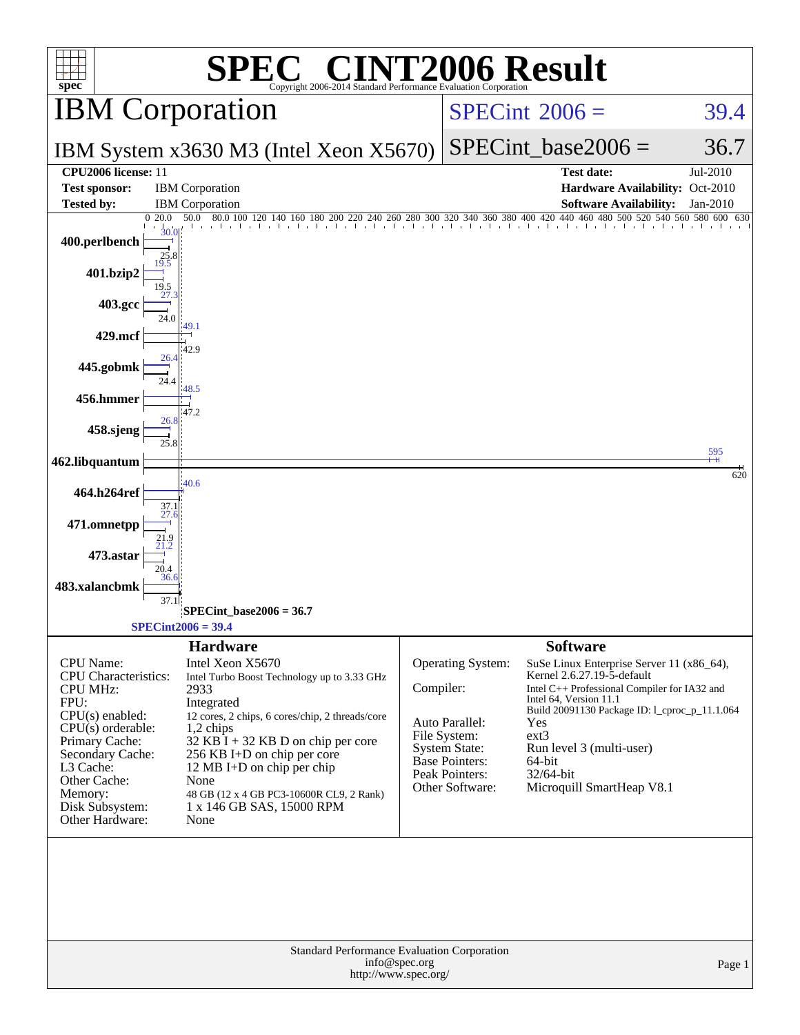# SPEC® CINT2006 Result

Copyright 2006-2014 Standard Performance Evaluation Corporation

## IBM Corporation

**IBM System x3630 M3 (Intel Xeon X5670)**

| | |
|---|---|
| SPECint 2006 = | 39.4 |
| SPECint_base2006 = | 36.7 |

| | | | |
|---|---|---|---|
| **CPU2006 license:** | 11 | **Test date:** | Jul-2010 |
| **Test sponsor:** | IBM Corporation | **Hardware Availability:** | Oct-2010 |
| **Tested by:** | IBM Corporation | **Software Availability:** | Jan-2010 |

| Benchmark | Peak | Base |
|---|---|---|
| 400.perlbench | 30.0 | 25.8 |
| 401.bzip2 | 19.5 | 19.5 |
| 403.gcc | 27.3 | 24.0 |
| 429.mcf | 49.1 | 42.9 |
| 445.gobmk | 26.4 | 24.4 |
| 456.hmmer | 48.5 | 47.2 |
| 458.sjeng | 26.8 | 25.8 |
| 462.libquantum | 595 | 620 |
| 464.h264ref | 40.6 | 37.1 |
| 471.omnetpp | 27.6 | 21.9 |
| 473.astar | 21.2 | 20.4 |
| 483.xalancbmk | 36.6 | 37.1 |

SPECint_base2006 = 36.7

SPECint2006 = 39.4

### Hardware

| | |
|---|---|
| CPU Name: | Intel Xeon X5670 |
| CPU Characteristics: | Intel Turbo Boost Technology up to 3.33 GHz |
| CPU MHz: | 2933 |
| FPU: | Integrated |
| CPU(s) enabled: | 12 cores, 2 chips, 6 cores/chip, 2 threads/core |
| CPU(s) orderable: | 1,2 chips |
| Primary Cache: | 32 KB I + 32 KB D on chip per core |
| Secondary Cache: | 256 KB I+D on chip per core |
| L3 Cache: | 12 MB I+D on chip per chip |
| Other Cache: | None |
| Memory: | 48 GB (12 x 4 GB PC3-10600R CL9, 2 Rank) |
| Disk Subsystem: | 1 x 146 GB SAS, 15000 RPM |
| Other Hardware: | None |

### Software

| | |
|---|---|
| Operating System: | SuSe Linux Enterprise Server 11 (x86_64), Kernel 2.6.27.19-5-default |
| Compiler: | Intel C++ Professional Compiler for IA32 and Intel 64, Version 11.1 Build 20091130 Package ID: l_cproc_p_11.1.064 |
| Auto Parallel: | Yes |
| File System: | ext3 |
| System State: | Run level 3 (multi-user) |
| Base Pointers: | 64-bit |
| Peak Pointers: | 32/64-bit |
| Other Software: | Microquill SmartHeap V8.1 |

Standard Performance Evaluation Corporation
info@spec.org
http://www.spec.org/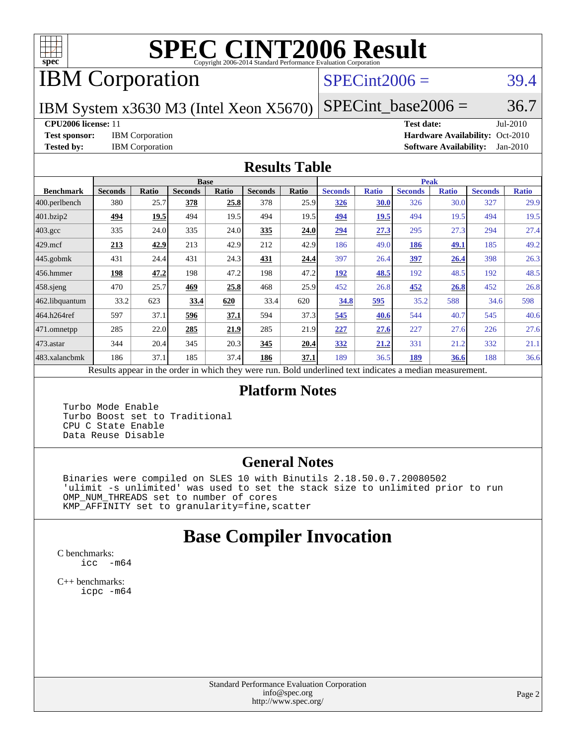# SPEC CINT2006 Result

Copyright 2006-2014 Standard Performance Evaluation Corporation

# IBM Corporation

IBM System x3630 M3 (Intel Xeon X5670)

SPECint2006 = 39.4

SPECint_base2006 = 36.7

| | | | |
|---|---|---|---|
| **CPU2006 license:** 11 | | **Test date:** | Jul-2010 |
| **Test sponsor:** | IBM Corporation | **Hardware Availability:** | Oct-2010 |
| **Tested by:** | IBM Corporation | **Software Availability:** | Jan-2010 |

## Results Table

| | Base | | | | | | Peak | | | | | |
|---|---|---|---|---|---|---|---|---|---|---|---|---|
| **Benchmark** | **Seconds** | **Ratio** | **Seconds** | **Ratio** | **Seconds** | **Ratio** | **Seconds** | **Ratio** | **Seconds** | **Ratio** | **Seconds** | **Ratio** |
| 400.perlbench | 380 | 25.7 | **378** | **25.8** | 378 | 25.9 | **326** | **30.0** | 326 | 30.0 | 327 | 29.9 |
| 401.bzip2 | **494** | **19.5** | 494 | 19.5 | 494 | 19.5 | **494** | **19.5** | 494 | 19.5 | 494 | 19.5 |
| 403.gcc | 335 | 24.0 | 335 | 24.0 | **335** | **24.0** | **294** | **27.3** | 295 | 27.3 | 294 | 27.4 |
| 429.mcf | **213** | **42.9** | 213 | 42.9 | 212 | 42.9 | 186 | 49.0 | **186** | **49.1** | 185 | 49.2 |
| 445.gobmk | 431 | 24.4 | 431 | 24.3 | **431** | **24.4** | 397 | 26.4 | **397** | **26.4** | 398 | 26.3 |
| 456.hmmer | **198** | **47.2** | 198 | 47.2 | 198 | 47.2 | **192** | **48.5** | 192 | 48.5 | 192 | 48.5 |
| 458.sjeng | 470 | 25.7 | **469** | **25.8** | 468 | 25.9 | 452 | 26.8 | **452** | **26.8** | 452 | 26.8 |
| 462.libquantum | 33.2 | 623 | **33.4** | **620** | 33.4 | 620 | **34.8** | **595** | 35.2 | 588 | 34.6 | 598 |
| 464.h264ref | 597 | 37.1 | **596** | **37.1** | 594 | 37.3 | **545** | **40.6** | 544 | 40.7 | 545 | 40.6 |
| 471.omnetpp | 285 | 22.0 | **285** | **21.9** | 285 | 21.9 | **227** | **27.6** | 227 | 27.6 | 226 | 27.6 |
| 473.astar | 344 | 20.4 | 345 | 20.3 | **345** | **20.4** | **332** | **21.2** | 331 | 21.2 | 332 | 21.1 |
| 483.xalancbmk | 186 | 37.1 | 185 | 37.4 | **186** | **37.1** | 189 | 36.5 | **189** | **36.6** | 188 | 36.6 |

Results appear in the order in which they were run. Bold underlined text indicates a median measurement.

## Platform Notes

```
Turbo Mode Enable
Turbo Boost set to Traditional
CPU C State Enable
Data Reuse Disable
```

## General Notes

```
Binaries were compiled on SLES 10 with Binutils 2.18.50.0.7.20080502
'ulimit -s unlimited' was used to set the stack size to unlimited prior to run
OMP_NUM_THREADS set to number of cores
KMP_AFFINITY set to granularity=fine,scatter
```

# Base Compiler Invocation

C benchmarks:

```
icc  -m64
```

C++ benchmarks:

```
icpc -m64
```

Standard Performance Evaluation Corporation
info@spec.org
http://www.spec.org/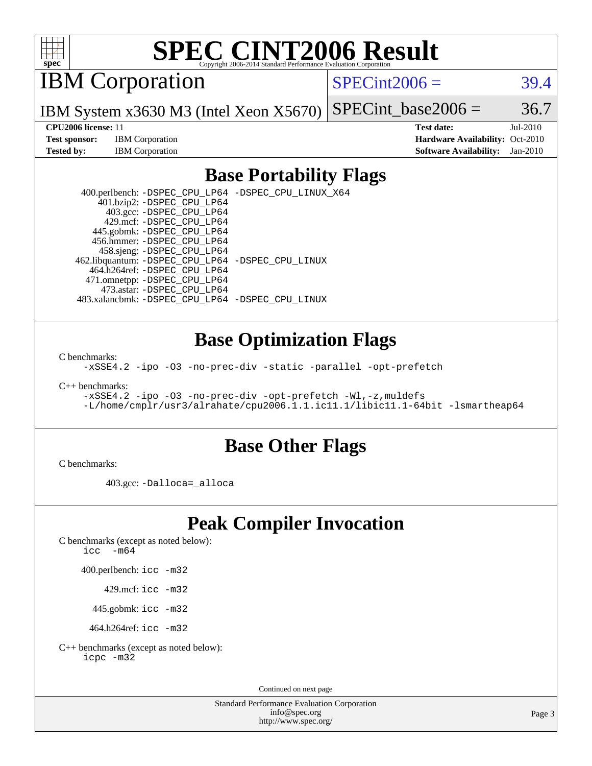# SPEC CINT2006 Result

## IBM Corporation

**SPECint2006 = 39.4**

IBM System x3630 M3 (Intel Xeon X5670)

**SPECint_base2006 = 36.7**

| | | | |
|---|---|---|---|
| **CPU2006 license:** 11 | | **Test date:** | Jul-2010 |
| **Test sponsor:** | IBM Corporation | **Hardware Availability:** | Oct-2010 |
| **Tested by:** | IBM Corporation | **Software Availability:** | Jan-2010 |

## Base Portability Flags

400.perlbench: -DSPEC_CPU_LP64 -DSPEC_CPU_LINUX_X64
401.bzip2: -DSPEC_CPU_LP64
403.gcc: -DSPEC_CPU_LP64
429.mcf: -DSPEC_CPU_LP64
445.gobmk: -DSPEC_CPU_LP64
456.hmmer: -DSPEC_CPU_LP64
458.sjeng: -DSPEC_CPU_LP64
462.libquantum: -DSPEC_CPU_LP64 -DSPEC_CPU_LINUX
464.h264ref: -DSPEC_CPU_LP64
471.omnetpp: -DSPEC_CPU_LP64
473.astar: -DSPEC_CPU_LP64
483.xalancbmk: -DSPEC_CPU_LP64 -DSPEC_CPU_LINUX

## Base Optimization Flags

C benchmarks:
-xSSE4.2 -ipo -O3 -no-prec-div -static -parallel -opt-prefetch

C++ benchmarks:
-xSSE4.2 -ipo -O3 -no-prec-div -opt-prefetch -Wl,-z,muldefs
-L/home/cmplr/usr3/alrahate/cpu2006.1.1.ic11.1/libic11.1-64bit -lsmartheap64

## Base Other Flags

C benchmarks:

403.gcc: -Dalloca=_alloca

## Peak Compiler Invocation

C benchmarks (except as noted below):
icc -m64

400.perlbench: icc -m32

429.mcf: icc -m32

445.gobmk: icc -m32

464.h264ref: icc -m32

C++ benchmarks (except as noted below):
icpc -m32

Continued on next page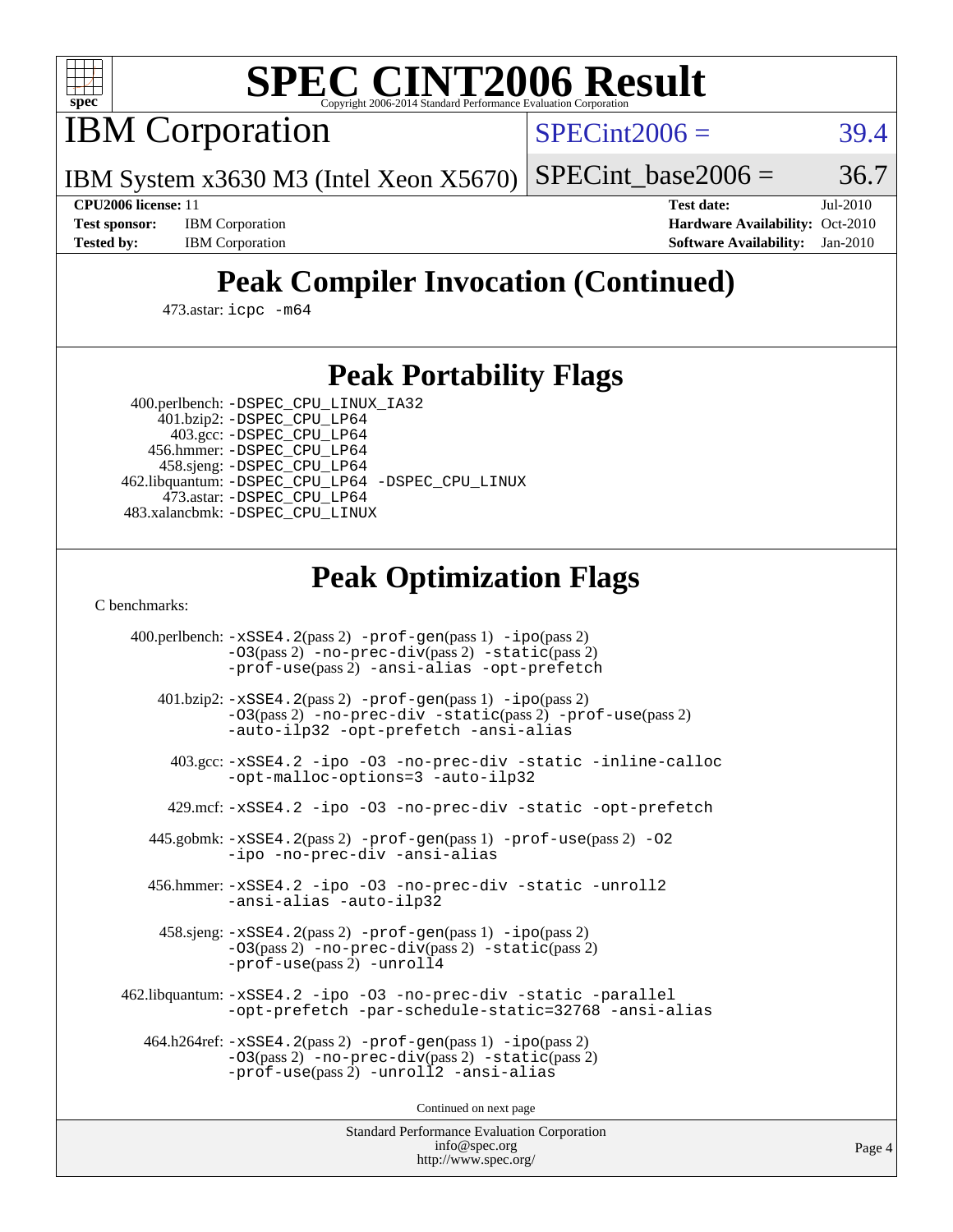# SPEC CINT2006 Result

IBM Corporation

IBM System x3630 M3 (Intel Xeon X5670)

SPECint2006 = 39.4

SPECint_base2006 = 36.7

**CPU2006 license:** 11
**Test sponsor:** IBM Corporation
**Tested by:** IBM Corporation

**Test date:** Jul-2010
**Hardware Availability:** Oct-2010
**Software Availability:** Jan-2010

## Peak Compiler Invocation (Continued)

473.astar: icpc -m64

## Peak Portability Flags

400.perlbench: -DSPEC_CPU_LINUX_IA32
401.bzip2: -DSPEC_CPU_LP64
403.gcc: -DSPEC_CPU_LP64
456.hmmer: -DSPEC_CPU_LP64
458.sjeng: -DSPEC_CPU_LP64
462.libquantum: -DSPEC_CPU_LP64 -DSPEC_CPU_LINUX
473.astar: -DSPEC_CPU_LP64
483.xalancbmk: -DSPEC_CPU_LINUX

## Peak Optimization Flags

C benchmarks:

400.perlbench: -xSSE4.2(pass 2) -prof-gen(pass 1) -ipo(pass 2) -O3(pass 2) -no-prec-div(pass 2) -static(pass 2) -prof-use(pass 2) -ansi-alias -opt-prefetch

401.bzip2: -xSSE4.2(pass 2) -prof-gen(pass 1) -ipo(pass 2) -O3(pass 2) -no-prec-div -static(pass 2) -prof-use(pass 2) -auto-ilp32 -opt-prefetch -ansi-alias

403.gcc: -xSSE4.2 -ipo -O3 -no-prec-div -static -inline-calloc -opt-malloc-options=3 -auto-ilp32

429.mcf: -xSSE4.2 -ipo -O3 -no-prec-div -static -opt-prefetch

445.gobmk: -xSSE4.2(pass 2) -prof-gen(pass 1) -prof-use(pass 2) -O2 -ipo -no-prec-div -ansi-alias

456.hmmer: -xSSE4.2 -ipo -O3 -no-prec-div -static -unroll2 -ansi-alias -auto-ilp32

458.sjeng: -xSSE4.2(pass 2) -prof-gen(pass 1) -ipo(pass 2) -O3(pass 2) -no-prec-div(pass 2) -static(pass 2) -prof-use(pass 2) -unroll4

462.libquantum: -xSSE4.2 -ipo -O3 -no-prec-div -static -parallel -opt-prefetch -par-schedule-static=32768 -ansi-alias

464.h264ref: -xSSE4.2(pass 2) -prof-gen(pass 1) -ipo(pass 2) -O3(pass 2) -no-prec-div(pass 2) -static(pass 2) -prof-use(pass 2) -unroll2 -ansi-alias

Continued on next page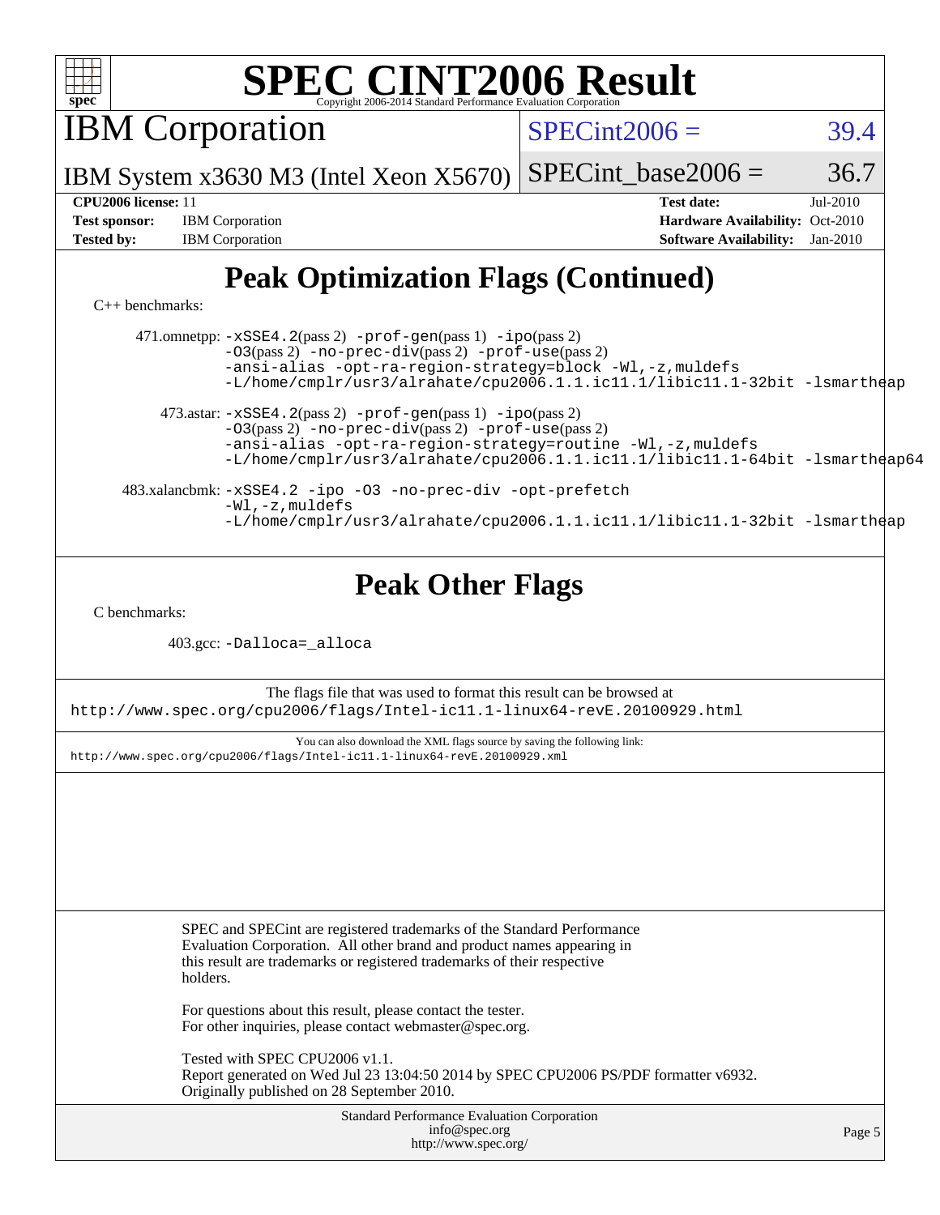# Peak Optimization Flags (Continued)

C++ benchmarks:

471.omnetpp: -xSSE4.2(pass 2) -prof-gen(pass 1) -ipo(pass 2) -O3(pass 2) -no-prec-div(pass 2) -prof-use(pass 2) -ansi-alias -opt-ra-region-strategy=block -Wl,-z,muldefs -L/home/cmplr/usr3/alrahate/cpu2006.1.1.ic11.1/libic11.1-32bit -lsmartheap

473.astar: -xSSE4.2(pass 2) -prof-gen(pass 1) -ipo(pass 2) -O3(pass 2) -no-prec-div(pass 2) -prof-use(pass 2) -ansi-alias -opt-ra-region-strategy=routine -Wl,-z,muldefs -L/home/cmplr/usr3/alrahate/cpu2006.1.1.ic11.1/libic11.1-64bit -lsmartheap64

483.xalancbmk: -xSSE4.2 -ipo -O3 -no-prec-div -opt-prefetch -Wl,-z,muldefs -L/home/cmplr/usr3/alrahate/cpu2006.1.1.ic11.1/libic11.1-32bit -lsmartheap

# Peak Other Flags

C benchmarks:

403.gcc: -Dalloca=_alloca

The flags file that was used to format this result can be browsed at
http://www.spec.org/cpu2006/flags/Intel-ic11.1-linux64-revE.20100929.html

You can also download the XML flags source by saving the following link:
http://www.spec.org/cpu2006/flags/Intel-ic11.1-linux64-revE.20100929.xml

SPEC and SPECint are registered trademarks of the Standard Performance Evaluation Corporation. All other brand and product names appearing in this result are trademarks or registered trademarks of their respective holders.

For questions about this result, please contact the tester.
For other inquiries, please contact webmaster@spec.org.

Tested with SPEC CPU2006 v1.1.
Report generated on Wed Jul 23 13:04:50 2014 by SPEC CPU2006 PS/PDF formatter v6932.
Originally published on 28 September 2010.